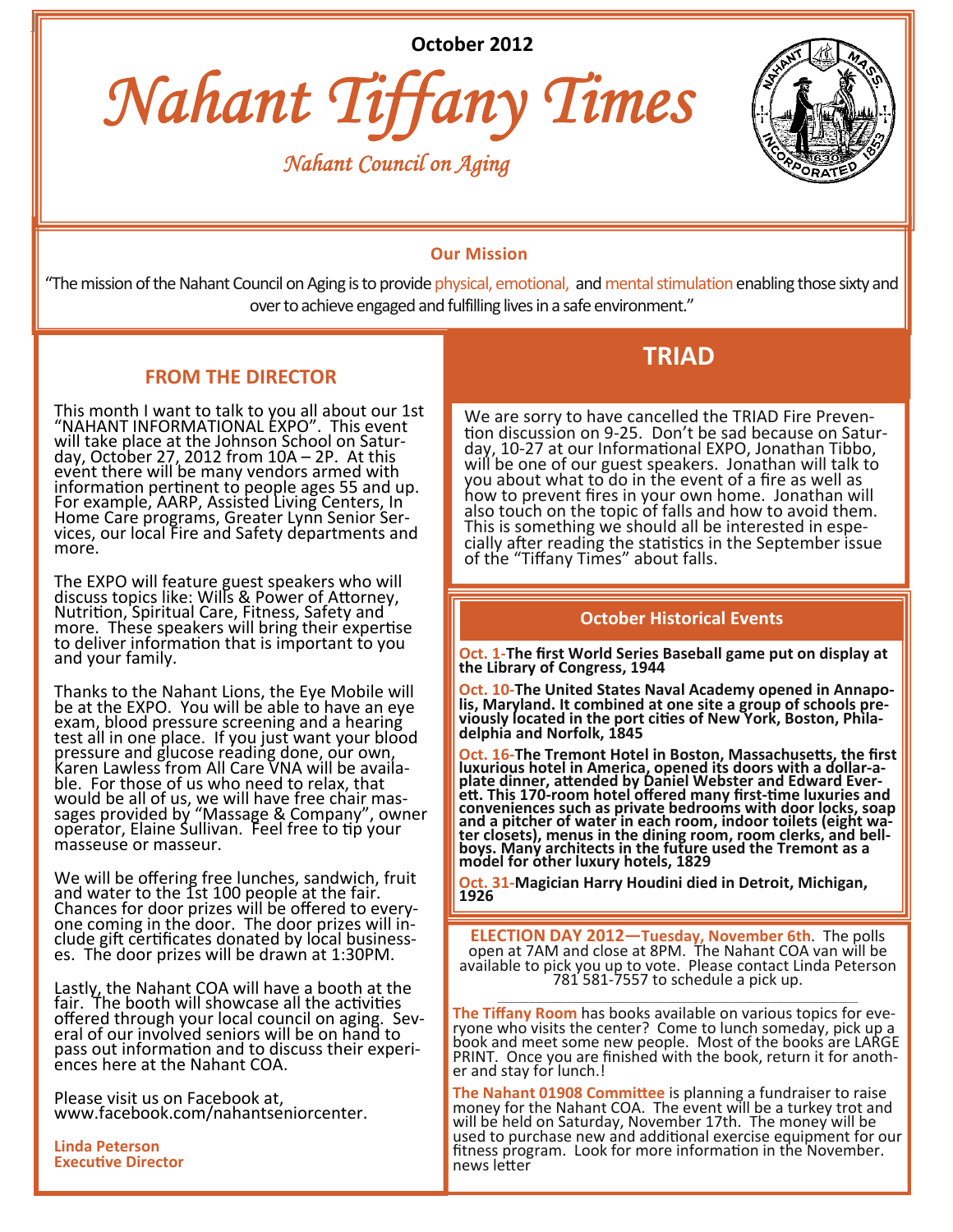October 2012

# Nahant Tiffany Times

*Nahant Council on Aging*

### Our Mission

"The mission of the Nahant Council on Aging is to provide physical, emotional, and mental stimulation enabling those sixty and over to achieve engaged and fulfilling lives in a safe environment."

## FROM THE DIRECTOR

This month I want to talk to you all about our 1st "NAHANT INFORMATIONAL EXPO". This event will take place at the Johnson School on Saturday, October 27, 2012 from 10A – 2P. At this event there will be many vendors armed with information pertinent to people ages 55 and up. For example, AARP, Assisted Living Centers, In Home Care programs, Greater Lynn Senior Services, our local Fire and Safety departments and more.

The EXPO will feature guest speakers who will discuss topics like: Wills & Power of Attorney, Nutrition, Spiritual Care, Fitness, Safety and more. These speakers will bring their expertise to deliver information that is important to you and your family.

Thanks to the Nahant Lions, the Eye Mobile will be at the EXPO. You will be able to have an eye exam, blood pressure screening and a hearing test all in one place. If you just want your blood pressure and glucose reading done, our own, Karen Lawless from All Care VNA will be available. For those of us who need to relax, that would be all of us, we will have free chair massages provided by "Massage & Company", owner operator, Elaine Sullivan. Feel free to tip your masseuse or masseur.

We will be offering free lunches, sandwich, fruit and water to the 1st 100 people at the fair. Chances for door prizes will be offered to everyone coming in the door. The door prizes will include gift certificates donated by local businesses. The door prizes will be drawn at 1:30PM.

Lastly, the Nahant COA will have a booth at the fair. The booth will showcase all the activities offered through your local council on aging. Several of our involved seniors will be on hand to pass out information and to discuss their experiences here at the Nahant COA.

Please visit us on Facebook at, www.facebook.com/nahantseniorcenter.

**Linda Peterson**
**Executive Director**

## TRIAD

We are sorry to have cancelled the TRIAD Fire Prevention discussion on 9-25. Don't be sad because on Saturday, 10-27 at our Informational EXPO, Jonathan Tibbo, will be one of our guest speakers. Jonathan will talk to you about what to do in the event of a fire as well as how to prevent fires in your own home. Jonathan will also touch on the topic of falls and how to avoid them. This is something we should all be interested in especially after reading the statistics in the September issue of the "Tiffany Times" about falls.

### October Historical Events

**Oct. 1-The first World Series Baseball game put on display at the Library of Congress, 1944**

**Oct. 10-The United States Naval Academy opened in Annapolis, Maryland. It combined at one site a group of schools previously located in the port cities of New York, Boston, Philadelphia and Norfolk, 1845**

**Oct. 16-The Tremont Hotel in Boston, Massachusetts, the first luxurious hotel in America, opened its doors with a dollar-a-plate dinner, attended by Daniel Webster and Edward Everett. This 170-room hotel offered many first-time luxuries and conveniences such as private bedrooms with door locks, soap and a pitcher of water in each room, indoor toilets (eight water closets), menus in the dining room, room clerks, and bellboys. Many architects in the future used the Tremont as a model for other luxury hotels, 1829**

**Oct. 31-Magician Harry Houdini died in Detroit, Michigan, 1926**

**ELECTION DAY 2012—Tuesday, November 6th**. The polls open at 7AM and close at 8PM. The Nahant COA van will be available to pick you up to vote. Please contact Linda Peterson 781 581-7557 to schedule a pick up.

**The Tiffany Room** has books available on various topics for everyone who visits the center? Come to lunch someday, pick up a book and meet some new people. Most of the books are LARGE PRINT. Once you are finished with the book, return it for another and stay for lunch.!

**The Nahant 01908 Committee** is planning a fundraiser to raise money for the Nahant COA. The event will be a turkey trot and will be held on Saturday, November 17th. The money will be used to purchase new and additional exercise equipment for our fitness program. Look for more information in the November. news letter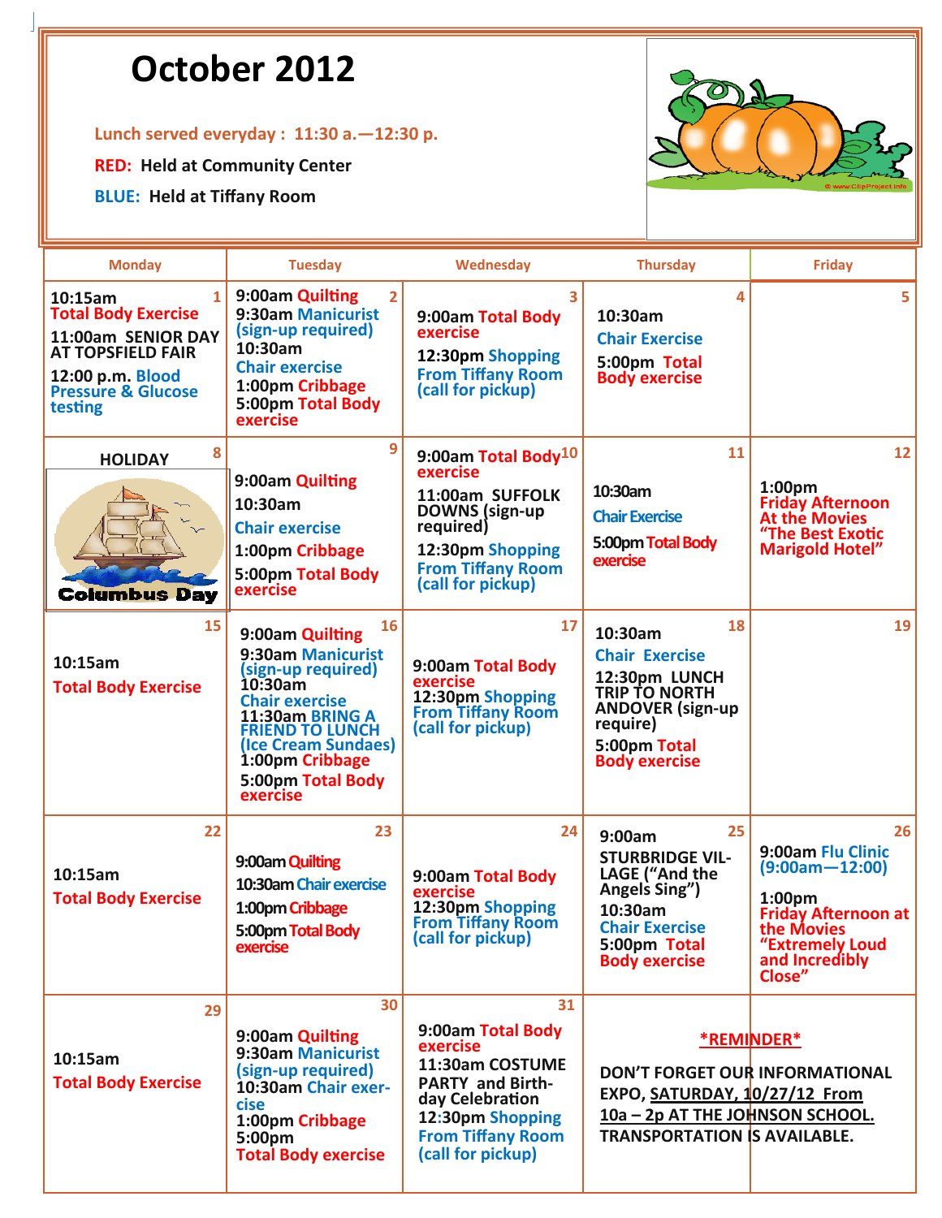# October 2012

Lunch served everyday : 11:30 a.—12:30 p.

**RED:** Held at Community Center

**BLUE:** Held at Tiffany Room

| Monday | Tuesday | Wednesday | Thursday | Friday |
|---|---|---|---|---|
| **1** 10:15am Total Body Exercise 11:00am SENIOR DAY AT TOPSFIELD FAIR 12:00 p.m. Blood Pressure & Glucose testing | **2** 9:00am Quilting 9:30am Manicurist (sign-up required) 10:30am Chair exercise 1:00pm Cribbage 5:00pm Total Body exercise | **3** 9:00am Total Body exercise 12:30pm Shopping From Tiffany Room (call for pickup) | **4** 10:30am Chair Exercise 5:00pm Total Body exercise | **5** |
| **8** HOLIDAY Columbus Day | **9** 9:00am Quilting 10:30am Chair exercise 1:00pm Cribbage 5:00pm Total Body exercise | **10** 9:00am Total Body exercise 11:00am SUFFOLK DOWNS (sign-up required) 12:30pm Shopping From Tiffany Room (call for pickup) | **11** 10:30am Chair Exercise 5:00pm Total Body exercise | **12** 1:00pm Friday Afternoon At the Movies "The Best Exotic Marigold Hotel" |
| **15** 10:15am Total Body Exercise | **16** 9:00am Quilting 9:30am Manicurist (sign-up required) 10:30am Chair exercise 11:30am BRING A FRIEND TO LUNCH (Ice Cream Sundaes) 1:00pm Cribbage 5:00pm Total Body exercise | **17** 9:00am Total Body exercise 12:30pm Shopping From Tiffany Room (call for pickup) | **18** 10:30am Chair Exercise 12:30pm LUNCH TRIP TO NORTH ANDOVER (sign-up require) 5:00pm Total Body exercise | **19** |
| **22** 10:15am Total Body Exercise | **23** 9:00am Quilting 10:30am Chair exercise 1:00pm Cribbage 5:00pm Total Body exercise | **24** 9:00am Total Body exercise 12:30pm Shopping From Tiffany Room (call for pickup) | **25** 9:00am STURBRIDGE VILLAGE ("And the Angels Sing") 10:30am Chair Exercise 5:00pm Total Body exercise | **26** 9:00am Flu Clinic (9:00am—12:00) 1:00pm Friday Afternoon at the Movies "Extremely Loud and Incredibly Close" |
| **29** 10:15am Total Body Exercise | **30** 9:00am Quilting 9:30am Manicurist (sign-up required) 10:30am Chair exercise 1:00pm Cribbage 5:00pm Total Body exercise | **31** 9:00am Total Body exercise 11:30am COSTUME PARTY and Birthday Celebration 12:30pm Shopping From Tiffany Room (call for pickup) | ***REMINDER*** DON'T FORGET OUR INFORMATIONAL EXPO, SATURDAY, 10/27/12 From 10a – 2p AT THE JOHNSON SCHOOL. TRANSPORTATION IS AVAILABLE. | |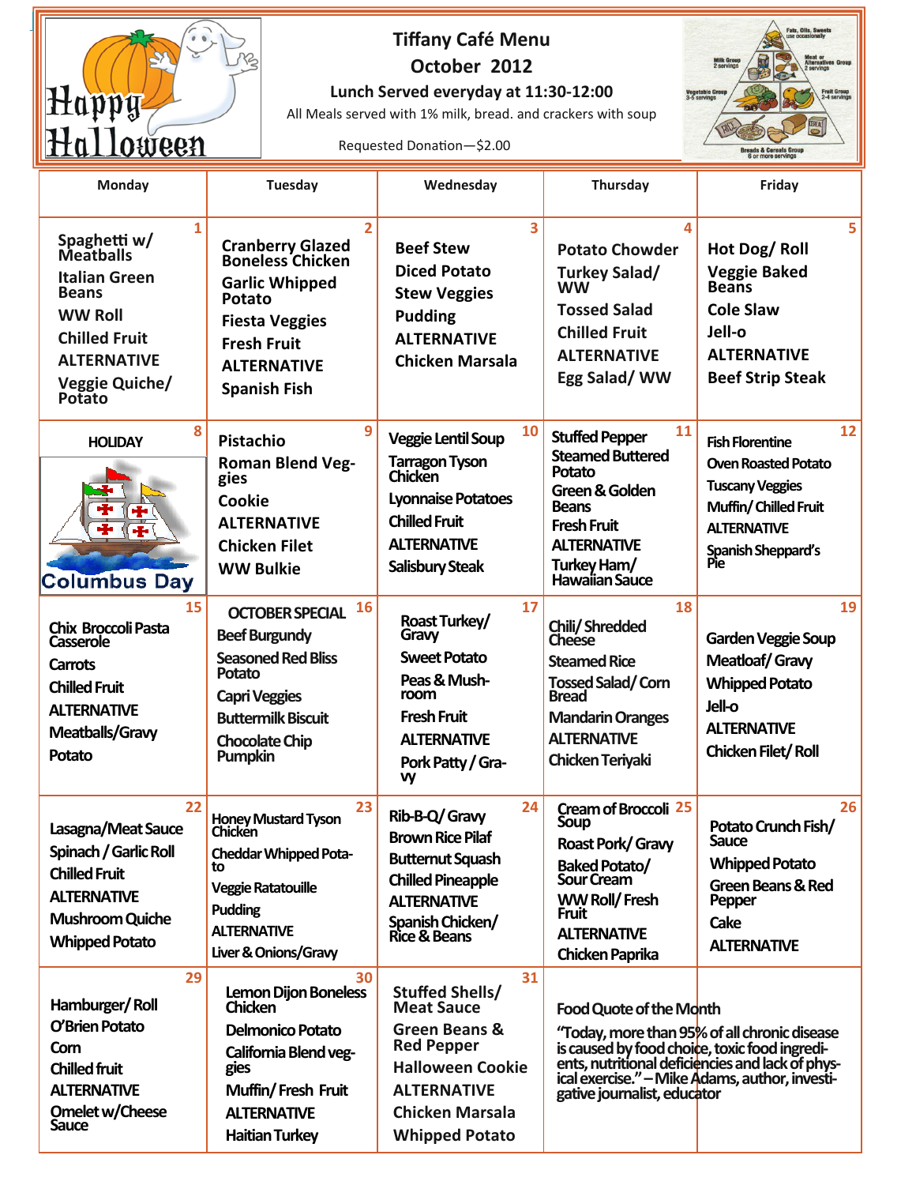# Tiffany Café Menu

## October 2012

**Lunch Served everyday at 11:30-12:00**

All Meals served with 1% milk, bread. and crackers with soup

Requested Donation—$2.00

| Monday | Tuesday | Wednesday | Thursday | Friday |
|---|---|---|---|---|
| **1** Spaghetti w/ Meatballs<br>Italian Green Beans<br>WW Roll<br>Chilled Fruit<br>ALTERNATIVE<br>Veggie Quiche/ Potato | **2** Cranberry Glazed Boneless Chicken<br>Garlic Whipped Potato<br>Fiesta Veggies<br>Fresh Fruit<br>ALTERNATIVE<br>Spanish Fish | **3** Beef Stew<br>Diced Potato<br>Stew Veggies<br>Pudding<br>ALTERNATIVE<br>Chicken Marsala | **4** Potato Chowder<br>Turkey Salad/ WW<br>Tossed Salad<br>Chilled Fruit<br>ALTERNATIVE<br>Egg Salad/ WW | **5** Hot Dog/ Roll<br>Veggie Baked Beans<br>Cole Slaw<br>Jell-o<br>ALTERNATIVE<br>Beef Strip Steak |
| **8** HOLIDAY<br>Columbus Day | **9** Pistachio<br>Roman Blend Veggies<br>Cookie<br>ALTERNATIVE<br>Chicken Filet<br>WW Bulkie | **10** Veggie Lentil Soup<br>Tarragon Tyson Chicken<br>Lyonnaise Potatoes<br>Chilled Fruit<br>ALTERNATIVE<br>Salisbury Steak | **11** Stuffed Pepper<br>Steamed Buttered Potato<br>Green & Golden Beans<br>Fresh Fruit<br>ALTERNATIVE<br>Turkey Ham/ Hawaiian Sauce | **12** Fish Florentine<br>Oven Roasted Potato<br>Tuscany Veggies<br>Muffin/ Chilled Fruit<br>ALTERNATIVE<br>Spanish Sheppard's Pie |
| **15** Chix Broccoli Pasta Casserole<br>Carrots<br>Chilled Fruit<br>ALTERNATIVE<br>Meatballs/Gravy<br>Potato | **16** OCTOBER SPECIAL<br>Beef Burgundy<br>Seasoned Red Bliss Potato<br>Capri Veggies<br>Buttermilk Biscuit<br>Chocolate Chip Pumpkin | **17** Roast Turkey/ Gravy<br>Sweet Potato<br>Peas & Mushroom<br>Fresh Fruit<br>ALTERNATIVE<br>Pork Patty / Gravy | **18** Chili/ Shredded Cheese<br>Steamed Rice<br>Tossed Salad/ Corn Bread<br>Mandarin Oranges<br>ALTERNATIVE<br>Chicken Teriyaki | **19** Garden Veggie Soup<br>Meatloaf/ Gravy<br>Whipped Potato<br>Jell-o<br>ALTERNATIVE<br>Chicken Filet/ Roll |
| **22** Lasagna/Meat Sauce<br>Spinach / Garlic Roll<br>Chilled Fruit<br>ALTERNATIVE<br>Mushroom Quiche<br>Whipped Potato | **23** Honey Mustard Tyson Chicken<br>Cheddar Whipped Potato<br>Veggie Ratatouille<br>Pudding<br>ALTERNATIVE<br>Liver & Onions/Gravy | **24** Rib-B-Q/ Gravy<br>Brown Rice Pilaf<br>Butternut Squash<br>Chilled Pineapple<br>ALTERNATIVE<br>Spanish Chicken/ Rice & Beans | **25** Cream of Broccoli Soup<br>Roast Pork/ Gravy<br>Baked Potato/ Sour Cream<br>WW Roll/ Fresh Fruit<br>ALTERNATIVE<br>Chicken Paprika | **26** Potato Crunch Fish/ Sauce<br>Whipped Potato<br>Green Beans & Red Pepper<br>Cake<br>ALTERNATIVE |
| **29** Hamburger/ Roll<br>O'Brien Potato<br>Corn<br>Chilled fruit<br>ALTERNATIVE<br>Omelet w/Cheese Sauce | **30** Lemon Dijon Boneless Chicken<br>Delmonico Potato<br>California Blend veggies<br>Muffin/ Fresh Fruit<br>ALTERNATIVE<br>Haitian Turkey | **31** Stuffed Shells/ Meat Sauce<br>Green Beans & Red Pepper<br>Halloween Cookie<br>ALTERNATIVE<br>Chicken Marsala<br>Whipped Potato | Food Quote of the Month<br>"Today, more than 95% of all chronic disease is caused by food choice, toxic food ingredients, nutritional deficiencies and lack of physical exercise." – Mike Adams, author, investigative journalist, educator | |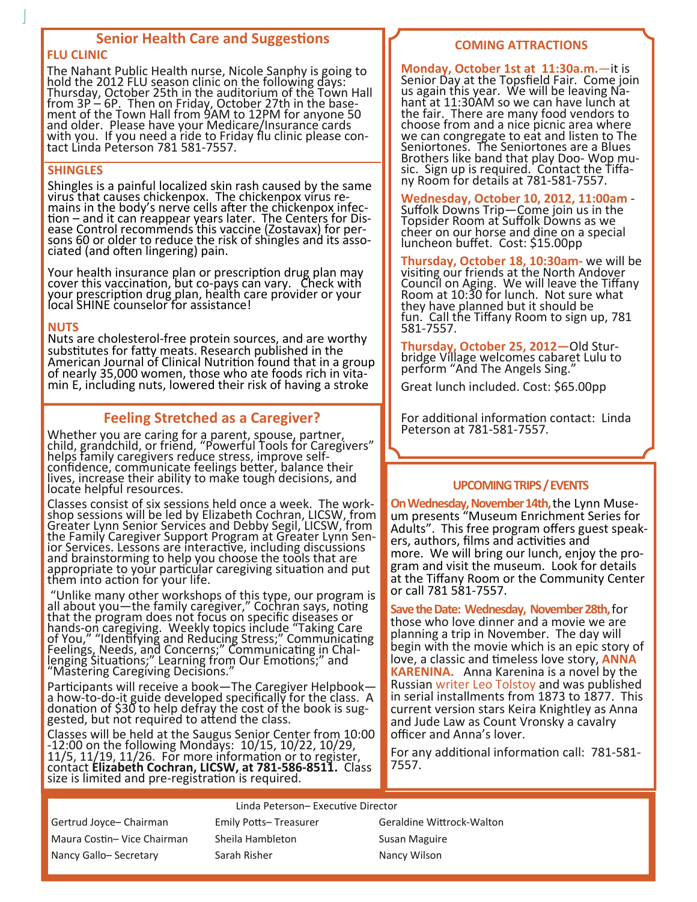## Senior Health Care and Suggestions

### FLU CLINIC

The Nahant Public Health nurse, Nicole Sanphy is going to hold the 2012 FLU season clinic on the following days: Thursday, October 25th in the auditorium of the Town Hall from 3P – 6P. Then on Friday, October 27th in the basement of the Town Hall from 9AM to 12PM for anyone 50 and older. Please have your Medicare/Insurance cards with you. If you need a ride to Friday flu clinic please contact Linda Peterson 781 581-7557.

### SHINGLES

Shingles is a painful localized skin rash caused by the same virus that causes chickenpox. The chickenpox virus remains in the body's nerve cells after the chickenpox infection – and it can reappear years later. The Centers for Disease Control recommends this vaccine (Zostavax) for persons 60 or older to reduce the risk of shingles and its associated (and often lingering) pain.

Your health insurance plan or prescription drug plan may cover this vaccination, but co-pays can vary. Check with your prescription drug plan, health care provider or your local SHINE counselor for assistance!

### NUTS

Nuts are cholesterol-free protein sources, and are worthy substitutes for fatty meats. Research published in the American Journal of Clinical Nutrition found that in a group of nearly 35,000 women, those who ate foods rich in vitamin E, including nuts, lowered their risk of having a stroke

## Feeling Stretched as a Caregiver?

Whether you are caring for a parent, spouse, partner, child, grandchild, or friend, "Powerful Tools for Caregivers" helps family caregivers reduce stress, improve self-confidence, communicate feelings better, balance their lives, increase their ability to make tough decisions, and locate helpful resources.

Classes consist of six sessions held once a week. The workshop sessions will be led by Elizabeth Cochran, LICSW, from Greater Lynn Senior Services and Debby Segil, LICSW, from the Family Caregiver Support Program at Greater Lynn Senior Services. Lessons are interactive, including discussions and brainstorming to help you choose the tools that are appropriate to your particular caregiving situation and put them into action for your life.

"Unlike many other workshops of this type, our program is all about you—the family caregiver," Cochran says, noting that the program does not focus on specific diseases or hands-on caregiving. Weekly topics include "Taking Care of You," "Identifying and Reducing Stress;" Communicating Feelings, Needs, and Concerns;" Communicating in Challenging Situations;" Learning from Our Emotions;" and "Mastering Caregiving Decisions."

Participants will receive a book—The Caregiver Helpbook—a how-to-do-it guide developed specifically for the class. A donation of $30 to help defray the cost of the book is suggested, but not required to attend the class.

Classes will be held at the Saugus Senior Center from 10:00 -12:00 on the following Mondays: 10/15, 10/22, 10/29, 11/5, 11/19, 11/26. For more information or to register, contact **Elizabeth Cochran, LICSW, at 781-586-8511.** Class size is limited and pre-registration is required.

## COMING ATTRACTIONS

**Monday, October 1st at 11:30a.m.**—it is Senior Day at the Topsfield Fair. Come join us again this year. We will be leaving Nahant at 11:30AM so we can have lunch at the fair. There are many food vendors to choose from and a nice picnic area where we can congregate to eat and listen to The Seniortones. The Seniortones are a Blues Brothers like band that play Doo- Wop music. Sign up is required. Contact the Tiffany Room for details at 781-581-7557.

**Wednesday, October 10, 2012, 11:00am** - Suffolk Downs Trip—Come join us in the Topsider Room at Suffolk Downs as we cheer on our horse and dine on a special luncheon buffet. Cost: $15.00pp

**Thursday, October 18, 10:30am-** we will be visiting our friends at the North Andover Council on Aging. We will leave the Tiffany Room at 10:30 for lunch. Not sure what they have planned but it should be fun. Call the Tiffany Room to sign up, 781 581-7557.

**Thursday, October 25, 2012**—Old Sturbridge Village welcomes cabaret Lulu to perform "And The Angels Sing."

Great lunch included. Cost: $65.00pp

For additional information contact: Linda Peterson at 781-581-7557.

## UPCOMING TRIPS / EVENTS

**On Wednesday, November 14th,** the Lynn Museum presents "Museum Enrichment Series for Adults". This free program offers guest speakers, authors, films and activities and more. We will bring our lunch, enjoy the program and visit the museum. Look for details at the Tiffany Room or the Community Center or call 781 581-7557.

**Save the Date: Wednesday, November 28th,** for those who love dinner and a movie we are planning a trip in November. The day will begin with the movie which is an epic story of love, a classic and timeless love story, **ANNA KARENINA.** Anna Karenina is a novel by the Russian writer Leo Tolstoy and was published in serial installments from 1873 to 1877. This current version stars Keira Knightley as Anna and Jude Law as Count Vronsky a cavalry officer and Anna's lover.

For any additional information call: 781-581-7557.

---

Linda Peterson– Executive Director

Gertrud Joyce– Chairman
Maura Costin– Vice Chairman
Nancy Gallo– Secretary
Emily Potts– Treasurer
Sheila Hambleton
Sarah Risher
Geraldine Wittrock-Walton
Susan Maguire
Nancy Wilson